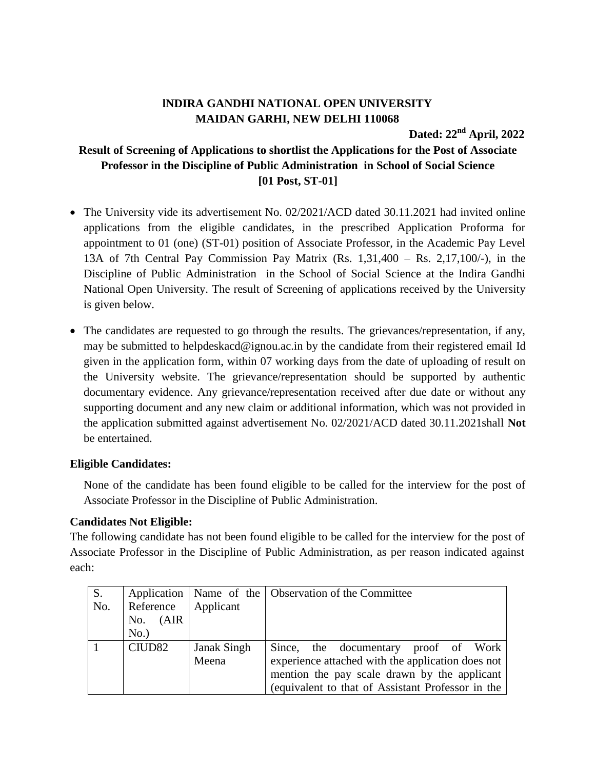# INDIRA GANDHI NATIONAL OPEN UNIVERSITY
# MAIDAN GARHI, NEW DELHI 110068

**Dated: 22nd April, 2022**

## Result of Screening of Applications to shortlist the Applications for the Post of Associate Professor in the Discipline of Public Administration in School of Social Science [01 Post, ST-01]

- The University vide its advertisement No. 02/2021/ACD dated 30.11.2021 had invited online applications from the eligible candidates, in the prescribed Application Proforma for appointment to 01 (one) (ST-01) position of Associate Professor, in the Academic Pay Level 13A of 7th Central Pay Commission Pay Matrix (Rs. 1,31,400 – Rs. 2,17,100/-), in the Discipline of Public Administration in the School of Social Science at the Indira Gandhi National Open University. The result of Screening of applications received by the University is given below.
- The candidates are requested to go through the results. The grievances/representation, if any, may be submitted to helpdeskacd@ignou.ac.in by the candidate from their registered email Id given in the application form, within 07 working days from the date of uploading of result on the University website. The grievance/representation should be supported by authentic documentary evidence. Any grievance/representation received after due date or without any supporting document and any new claim or additional information, which was not provided in the application submitted against advertisement No. 02/2021/ACD dated 30.11.2021shall **Not** be entertained.

### Eligible Candidates:

None of the candidate has been found eligible to be called for the interview for the post of Associate Professor in the Discipline of Public Administration.

### Candidates Not Eligible:

The following candidate has not been found eligible to be called for the interview for the post of Associate Professor in the Discipline of Public Administration, as per reason indicated against each:

| S. No. | Application Reference No. (AIR No.) | Name of the Applicant | Observation of the Committee |
|---|---|---|---|
| 1 | CIUD82 | Janak Singh Meena | Since, the documentary proof of Work experience attached with the application does not mention the pay scale drawn by the applicant (equivalent to that of Assistant Professor in the |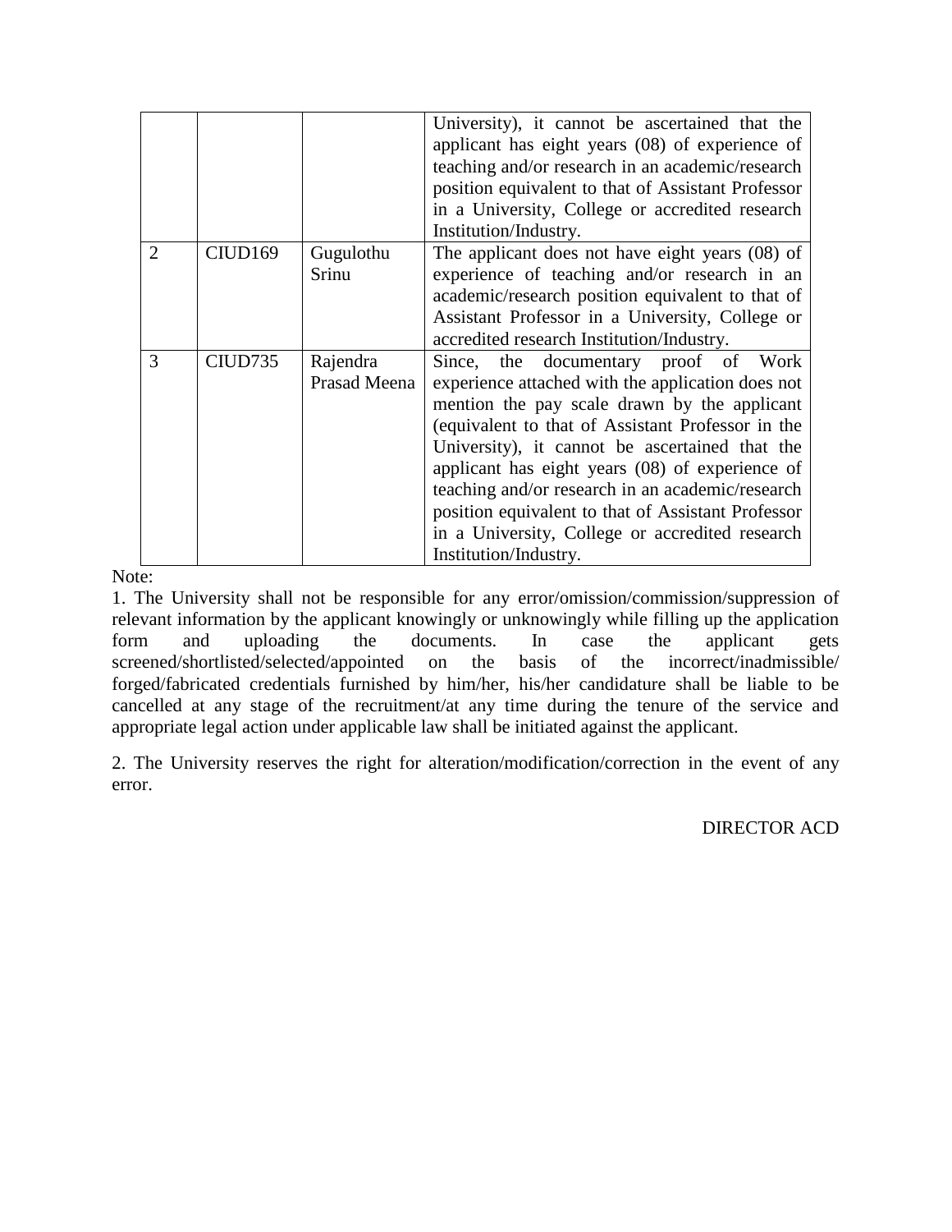| | | | |
|---|---|---|---|
| | | | University), it cannot be ascertained that the applicant has eight years (08) of experience of teaching and/or research in an academic/research position equivalent to that of Assistant Professor in a University, College or accredited research Institution/Industry. |
| 2 | CIUD169 | Gugulothu Srinu | The applicant does not have eight years (08) of experience of teaching and/or research in an academic/research position equivalent to that of Assistant Professor in a University, College or accredited research Institution/Industry. |
| 3 | CIUD735 | Rajendra Prasad Meena | Since, the documentary proof of Work experience attached with the application does not mention the pay scale drawn by the applicant (equivalent to that of Assistant Professor in the University), it cannot be ascertained that the applicant has eight years (08) of experience of teaching and/or research in an academic/research position equivalent to that of Assistant Professor in a University, College or accredited research Institution/Industry. |

Note:

1. The University shall not be responsible for any error/omission/commission/suppression of relevant information by the applicant knowingly or unknowingly while filling up the application form and uploading the documents. In case the applicant gets screened/shortlisted/selected/appointed on the basis of the incorrect/inadmissible/ forged/fabricated credentials furnished by him/her, his/her candidature shall be liable to be cancelled at any stage of the recruitment/at any time during the tenure of the service and appropriate legal action under applicable law shall be initiated against the applicant.

2. The University reserves the right for alteration/modification/correction in the event of any error.

DIRECTOR ACD